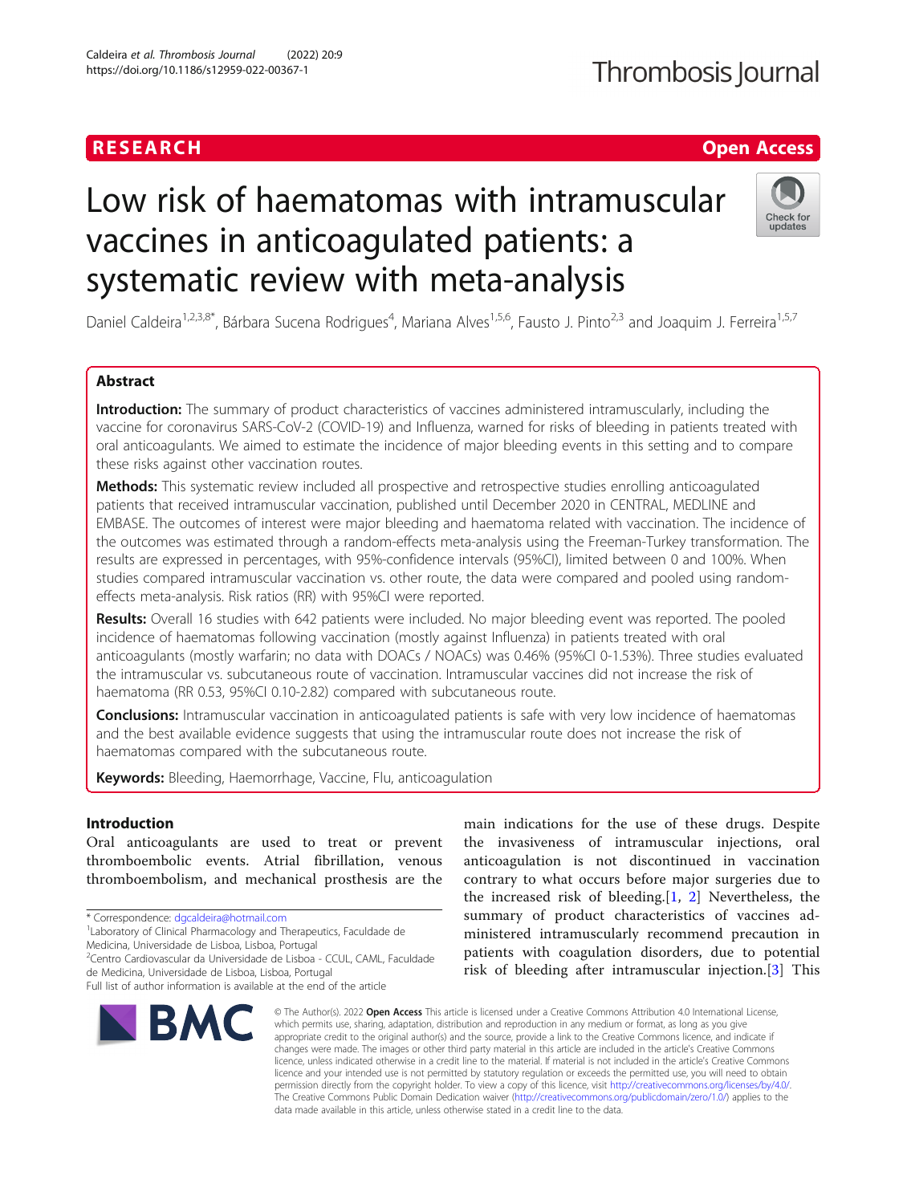RESEARCH Open Access

# Low risk of haematomas with intramuscular vaccines in anticoagulated patients: a systematic review with meta-analysis

Daniel Caldeira[1,2,3,8*], Bárbara Sucena Rodrigues[4], Mariana Alves[1,5,6], Fausto J. Pinto[2,3] and Joaquim J. Ferreira[1,5,7]

## Abstract

**Introduction:** The summary of product characteristics of vaccines administered intramuscularly, including the vaccine for coronavirus SARS-CoV-2 (COVID-19) and Influenza, warned for risks of bleeding in patients treated with oral anticoagulants. We aimed to estimate the incidence of major bleeding events in this setting and to compare these risks against other vaccination routes.

**Methods:** This systematic review included all prospective and retrospective studies enrolling anticoagulated patients that received intramuscular vaccination, published until December 2020 in CENTRAL, MEDLINE and EMBASE. The outcomes of interest were major bleeding and haematoma related with vaccination. The incidence of the outcomes was estimated through a random-effects meta-analysis using the Freeman-Turkey transformation. The results are expressed in percentages, with 95%-confidence intervals (95%CI), limited between 0 and 100%. When studies compared intramuscular vaccination vs. other route, the data were compared and pooled using random-effects meta-analysis. Risk ratios (RR) with 95%CI were reported.

**Results:** Overall 16 studies with 642 patients were included. No major bleeding event was reported. The pooled incidence of haematomas following vaccination (mostly against Influenza) in patients treated with oral anticoagulants (mostly warfarin; no data with DOACs / NOACs) was 0.46% (95%CI 0-1.53%). Three studies evaluated the intramuscular vs. subcutaneous route of vaccination. Intramuscular vaccines did not increase the risk of haematoma (RR 0.53, 95%CI 0.10-2.82) compared with subcutaneous route.

**Conclusions:** Intramuscular vaccination in anticoagulated patients is safe with very low incidence of haematomas and the best available evidence suggests that using the intramuscular route does not increase the risk of haematomas compared with the subcutaneous route.

**Keywords:** Bleeding, Haemorrhage, Vaccine, Flu, anticoagulation

## Introduction

Oral anticoagulants are used to treat or prevent thromboembolic events. Atrial fibrillation, venous thromboembolism, and mechanical prosthesis are the main indications for the use of these drugs. Despite the invasiveness of intramuscular injections, oral anticoagulation is not discontinued in vaccination contrary to what occurs before major surgeries due to the increased risk of bleeding.[1, 2] Nevertheless, the summary of product characteristics of vaccines administered intramuscularly recommend precaution in patients with coagulation disorders, due to potential risk of bleeding after intramuscular injection.[3] This

* Correspondence: dgcaldeira@hotmail.com
[1]Laboratory of Clinical Pharmacology and Therapeutics, Faculdade de Medicina, Universidade de Lisboa, Lisboa, Portugal
[2]Centro Cardiovascular da Universidade de Lisboa - CCUL, CAML, Faculdade de Medicina, Universidade de Lisboa, Lisboa, Portugal
Full list of author information is available at the end of the article

© The Author(s). 2022 **Open Access** This article is licensed under a Creative Commons Attribution 4.0 International License, which permits use, sharing, adaptation, distribution and reproduction in any medium or format, as long as you give appropriate credit to the original author(s) and the source, provide a link to the Creative Commons licence, and indicate if changes were made. The images or other third party material in this article are included in the article's Creative Commons licence, unless indicated otherwise in a credit line to the material. If material is not included in the article's Creative Commons licence and your intended use is not permitted by statutory regulation or exceeds the permitted use, you will need to obtain permission directly from the copyright holder. To view a copy of this licence, visit http://creativecommons.org/licenses/by/4.0/. The Creative Commons Public Domain Dedication waiver (http://creativecommons.org/publicdomain/zero/1.0/) applies to the data made available in this article, unless otherwise stated in a credit line to the data.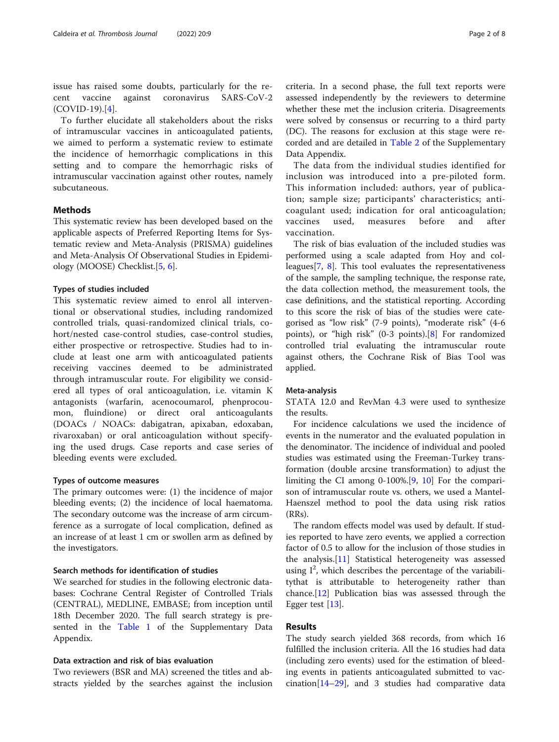issue has raised some doubts, particularly for the recent vaccine against coronavirus SARS-CoV-2 (COVID-19).[4].

To further elucidate all stakeholders about the risks of intramuscular vaccines in anticoagulated patients, we aimed to perform a systematic review to estimate the incidence of hemorrhagic complications in this setting and to compare the hemorrhagic risks of intramuscular vaccination against other routes, namely subcutaneous.

## Methods

This systematic review has been developed based on the applicable aspects of Preferred Reporting Items for Systematic review and Meta-Analysis (PRISMA) guidelines and Meta-Analysis Of Observational Studies in Epidemiology (MOOSE) Checklist.[5, 6].

### Types of studies included

This systematic review aimed to enrol all interventional or observational studies, including randomized controlled trials, quasi-randomized clinical trials, cohort/nested case-control studies, case-control studies, either prospective or retrospective. Studies had to include at least one arm with anticoagulated patients receiving vaccines deemed to be administrated through intramuscular route. For eligibility we considered all types of oral anticoagulation, i.e. vitamin K antagonists (warfarin, acenocoumarol, phenprocoumon, fluindione) or direct oral anticoagulants (DOACs / NOACs: dabigatran, apixaban, edoxaban, rivaroxaban) or oral anticoagulation without specifying the used drugs. Case reports and case series of bleeding events were excluded.

### Types of outcome measures

The primary outcomes were: (1) the incidence of major bleeding events; (2) the incidence of local haematoma. The secondary outcome was the increase of arm circumference as a surrogate of local complication, defined as an increase of at least 1 cm or swollen arm as defined by the investigators.

### Search methods for identification of studies

We searched for studies in the following electronic databases: Cochrane Central Register of Controlled Trials (CENTRAL), MEDLINE, EMBASE; from inception until 18th December 2020. The full search strategy is presented in the Table 1 of the Supplementary Data Appendix.

### Data extraction and risk of bias evaluation

Two reviewers (BSR and MA) screened the titles and abstracts yielded by the searches against the inclusion criteria. In a second phase, the full text reports were assessed independently by the reviewers to determine whether these met the inclusion criteria. Disagreements were solved by consensus or recurring to a third party (DC). The reasons for exclusion at this stage were recorded and are detailed in Table 2 of the Supplementary Data Appendix.

The data from the individual studies identified for inclusion was introduced into a pre-piloted form. This information included: authors, year of publication; sample size; participants' characteristics; anticoagulant used; indication for oral anticoagulation; vaccines used, measures before and after vaccination.

The risk of bias evaluation of the included studies was performed using a scale adapted from Hoy and colleagues[7, 8]. This tool evaluates the representativeness of the sample, the sampling technique, the response rate, the data collection method, the measurement tools, the case definitions, and the statistical reporting. According to this score the risk of bias of the studies were categorised as "low risk" (7-9 points), "moderate risk" (4-6 points), or "high risk" (0-3 points).[8] For randomized controlled trial evaluating the intramuscular route against others, the Cochrane Risk of Bias Tool was applied.

### Meta-analysis

STATA 12.0 and RevMan 4.3 were used to synthesize the results.

For incidence calculations we used the incidence of events in the numerator and the evaluated population in the denominator. The incidence of individual and pooled studies was estimated using the Freeman-Turkey transformation (double arcsine transformation) to adjust the limiting the CI among 0-100%.[9, 10] For the comparison of intramuscular route vs. others, we used a Mantel-Haenszel method to pool the data using risk ratios (RRs).

The random effects model was used by default. If studies reported to have zero events, we applied a correction factor of 0.5 to allow for the inclusion of those studies in the analysis.[11] Statistical heterogeneity was assessed using $I^2$, which describes the percentage of the variabilitythat is attributable to heterogeneity rather than chance.[12] Publication bias was assessed through the Egger test [13].

## Results

The study search yielded 368 records, from which 16 fulfilled the inclusion criteria. All the 16 studies had data (including zero events) used for the estimation of bleeding events in patients anticoagulated submitted to vaccination[14–29], and 3 studies had comparative data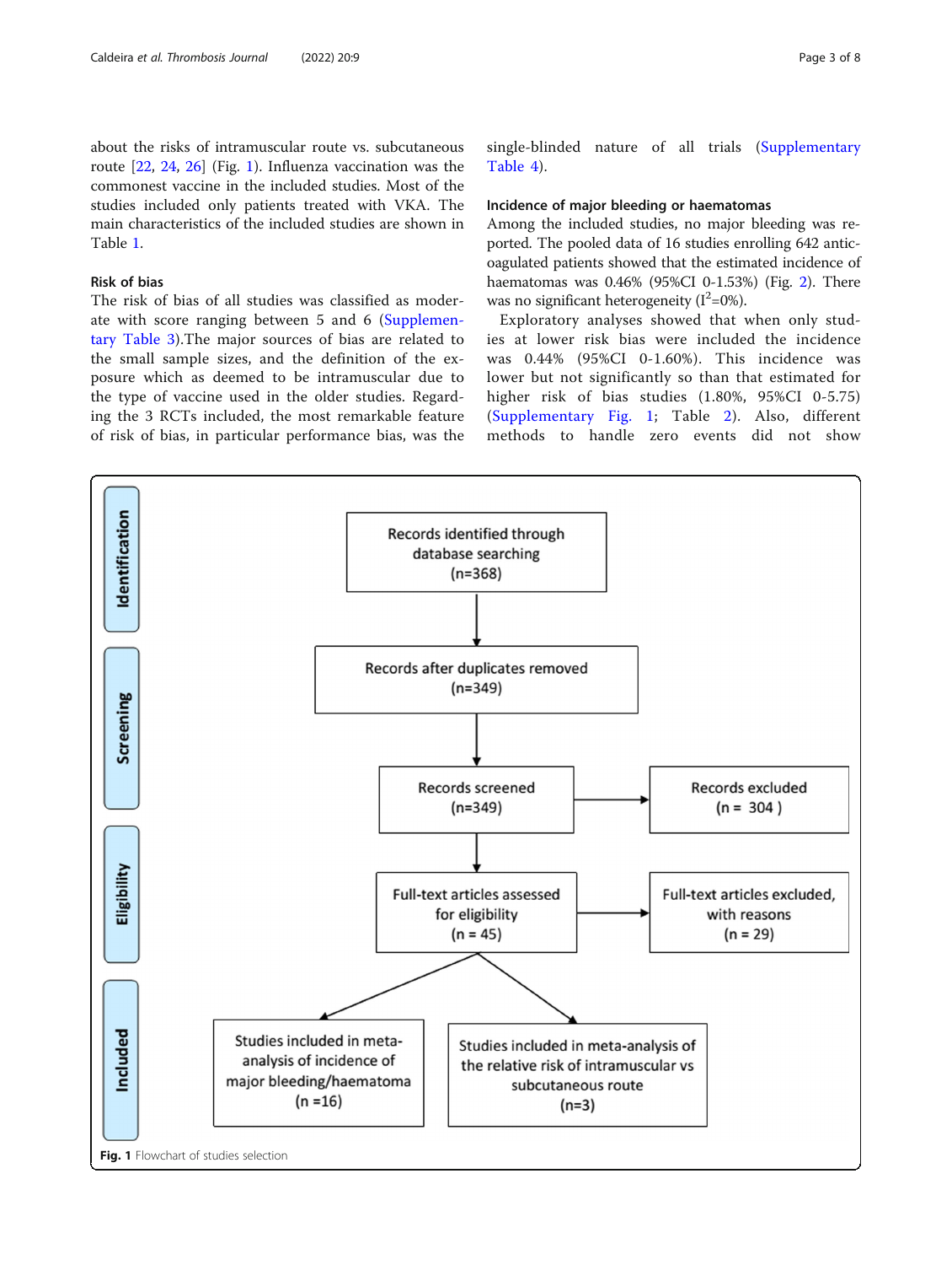about the risks of intramuscular route vs. subcutaneous route [22, 24, 26] (Fig. 1). Influenza vaccination was the commonest vaccine in the included studies. Most of the studies included only patients treated with VKA. The main characteristics of the included studies are shown in Table 1.

### Risk of bias

The risk of bias of all studies was classified as moderate with score ranging between 5 and 6 (Supplementary Table 3).The major sources of bias are related to the small sample sizes, and the definition of the exposure which as deemed to be intramuscular due to the type of vaccine used in the older studies. Regarding the 3 RCTs included, the most remarkable feature of risk of bias, in particular performance bias, was the single-blinded nature of all trials (Supplementary Table 4).

### Incidence of major bleeding or haematomas

Among the included studies, no major bleeding was reported. The pooled data of 16 studies enrolling 642 anticoagulated patients showed that the estimated incidence of haematomas was 0.46% (95%CI 0-1.53%) (Fig. 2). There was no significant heterogeneity ($I^2$=0%).

Exploratory analyses showed that when only studies at lower risk bias were included the incidence was 0.44% (95%CI 0-1.60%). This incidence was lower but not significantly so than that estimated for higher risk of bias studies (1.80%, 95%CI 0-5.75) (Supplementary Fig. 1; Table 2). Also, different methods to handle zero events did not show

Identification: Records identified through database searching (n=368)

Records after duplicates removed (n=349)

Screening: Records screened (n=349) → Records excluded (n = 304)

Eligibility: Full-text articles assessed for eligibility (n = 45) → Full-text articles excluded, with reasons (n = 29)

Included: Studies included in meta-analysis of incidence of major bleeding/haematoma (n =16); Studies included in meta-analysis of the relative risk of intramuscular vs subcutaneous route (n=3)

**Fig. 1** Flowchart of studies selection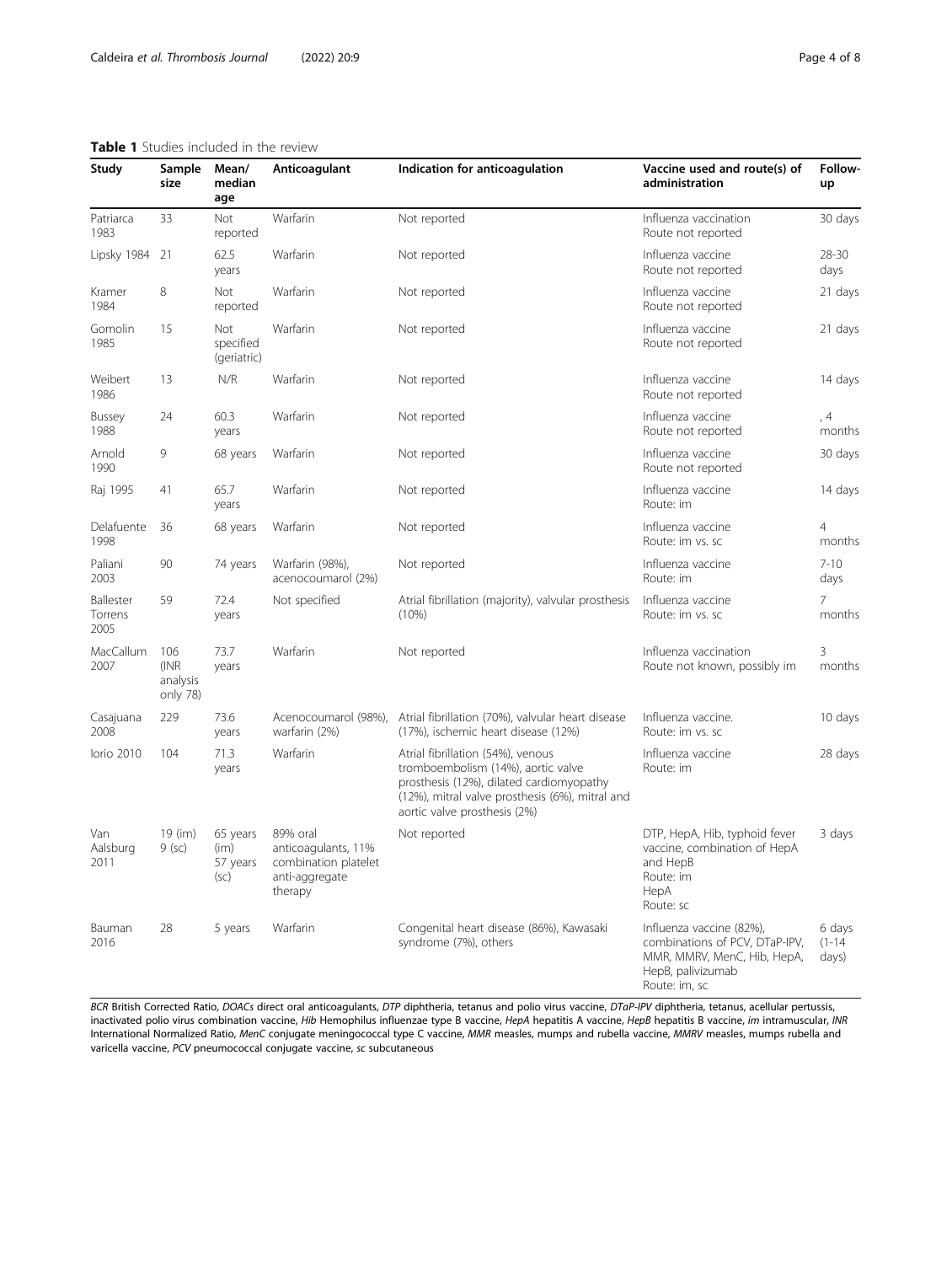**Table 1** Studies included in the review

| Study | Sample size | Mean/ median age | Anticoagulant | Indication for anticoagulation | Vaccine used and route(s) of administration | Follow-up |
|---|---|---|---|---|---|---|
| Patriarca 1983 | 33 | Not reported | Warfarin | Not reported | Influenza vaccination Route not reported | 30 days |
| Lipsky 1984 | 21 | 62.5 years | Warfarin | Not reported | Influenza vaccine Route not reported | 28-30 days |
| Kramer 1984 | 8 | Not reported | Warfarin | Not reported | Influenza vaccine Route not reported | 21 days |
| Gomolin 1985 | 15 | Not specified (geriatric) | Warfarin | Not reported | Influenza vaccine Route not reported | 21 days |
| Weibert 1986 | 13 | N/R | Warfarin | Not reported | Influenza vaccine Route not reported | 14 days |
| Bussey 1988 | 24 | 60.3 years | Warfarin | Not reported | Influenza vaccine Route not reported | , 4 months |
| Arnold 1990 | 9 | 68 years | Warfarin | Not reported | Influenza vaccine Route not reported | 30 days |
| Raj 1995 | 41 | 65.7 years | Warfarin | Not reported | Influenza vaccine Route: im | 14 days |
| Delafuente 1998 | 36 | 68 years | Warfarin | Not reported | Influenza vaccine Route: im vs. sc | 4 months |
| Paliani 2003 | 90 | 74 years | Warfarin (98%), acenocoumarol (2%) | Not reported | Influenza vaccine Route: im | 7-10 days |
| Ballester Torrens 2005 | 59 | 72.4 years | Not specified | Atrial fibrillation (majority), valvular prosthesis (10%) | Influenza vaccine Route: im vs. sc | 7 months |
| MacCallum 2007 | 106 (INR analysis only 78) | 73.7 years | Warfarin | Not reported | Influenza vaccination Route not known, possibly im | 3 months |
| Casajuana 2008 | 229 | 73.6 years | Acenocoumarol (98%), warfarin (2%) | Atrial fibrillation (70%), valvular heart disease (17%), ischemic heart disease (12%) | Influenza vaccine. Route: im vs. sc | 10 days |
| Iorio 2010 | 104 | 71.3 years | Warfarin | Atrial fibrillation (54%), venous tromboembolism (14%), aortic valve prosthesis (12%), dilated cardiomyopathy (12%), mitral valve prosthesis (6%), mitral and aortic valve prosthesis (2%) | Influenza vaccine Route: im | 28 days |
| Van Aalsburg 2011 | 19 (im) 9 (sc) | 65 years (im) 57 years (sc) | 89% oral anticoagulants, 11% combination platelet anti-aggregate therapy | Not reported | DTP, HepA, Hib, typhoid fever vaccine, combination of HepA and HepB Route: im HepA Route: sc | 3 days |
| Bauman 2016 | 28 | 5 years | Warfarin | Congenital heart disease (86%), Kawasaki syndrome (7%), others | Influenza vaccine (82%), combinations of PCV, DTaP-IPV, MMR, MMRV, MenC, Hib, HepA, HepB, palivizumab Route: im, sc | 6 days (1-14 days) |

*BCR* British Corrected Ratio, *DOACs* direct oral anticoagulants, *DTP* diphtheria, tetanus and polio virus vaccine, *DTaP-IPV* diphtheria, tetanus, acellular pertussis, inactivated polio virus combination vaccine, *Hib* Hemophilus influenzae type B vaccine, *HepA* hepatitis A vaccine, *HepB* hepatitis B vaccine, *im* intramuscular, *INR* International Normalized Ratio, *MenC* conjugate meningococcal type C vaccine, *MMR* measles, mumps and rubella vaccine, *MMRV* measles, mumps rubella and varicella vaccine, *PCV* pneumococcal conjugate vaccine, *sc* subcutaneous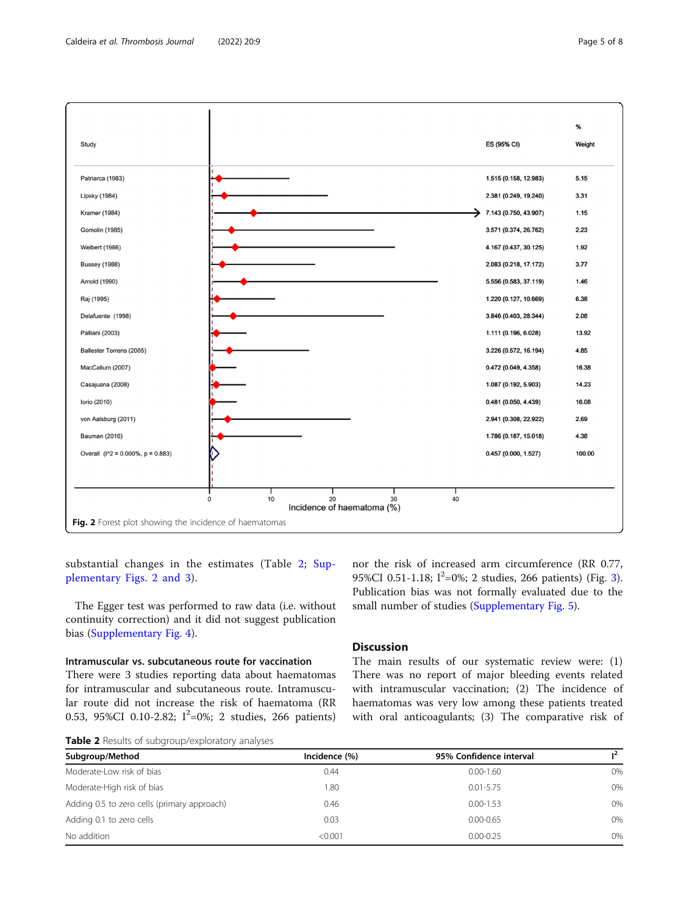| Study | ES (95% CI) | % Weight |
|---|---|---|
| Patriarca (1983) | 1.515 (0.158, 12.983) | 5.15 |
| Lipsky (1984) | 2.381 (0.249, 19.240) | 3.31 |
| Kramer (1984) | 7.143 (0.750, 43.907) | 1.15 |
| Gomolin (1985) | 3.571 (0.374, 26.762) | 2.23 |
| Weibert (1986) | 4.167 (0.437, 30.125) | 1.92 |
| Bussey (1988) | 2.083 (0.218, 17.172) | 3.77 |
| Arnold (1990) | 5.556 (0.583, 37.119) | 1.46 |
| Raj (1995) | 1.220 (0.127, 10.669) | 6.38 |
| Delafuente (1998) | 3.846 (0.403, 28.344) | 2.08 |
| Palliani (2003) | 1.111 (0.196, 6.028) | 13.92 |
| Ballester Torrens (2005) | 3.226 (0.572, 16.194) | 4.85 |
| MacCallum (2007) | 0.472 (0.049, 4.358) | 16.38 |
| Casajuana (2008) | 1.087 (0.192, 5.903) | 14.23 |
| Iorio (2010) | 0.481 (0.050, 4.439) | 16.08 |
| von Aalsburg (2011) | 2.941 (0.308, 22.922) | 2.69 |
| Bauman (2016) | 1.786 (0.187, 15.018) | 4.38 |
| Overall ($I^2$ = 0.000%, p = 0.883) | 0.457 (0.000, 1.527) | 100.00 |

Incidence of haematoma (%)

**Fig. 2** Forest plot showing the incidence of haematomas

substantial changes in the estimates (Table 2; Supplementary Figs. 2 and 3).

The Egger test was performed to raw data (i.e. without continuity correction) and it did not suggest publication bias (Supplementary Fig. 4).

### Intramuscular vs. subcutaneous route for vaccination

There were 3 studies reporting data about haematomas for intramuscular and subcutaneous route. Intramuscular route did not increase the risk of haematoma (RR 0.53, 95%CI 0.10-2.82; $I^2$=0%; 2 studies, 266 patients) nor the risk of increased arm circumference (RR 0.77, 95%CI 0.51-1.18; $I^2$=0%; 2 studies, 266 patients) (Fig. 3). Publication bias was not formally evaluated due to the small number of studies (Supplementary Fig. 5).

## Discussion

The main results of our systematic review were: (1) There was no report of major bleeding events related with intramuscular vaccination; (2) The incidence of haematomas was very low among these patients treated with oral anticoagulants; (3) The comparative risk of

**Table 2** Results of subgroup/exploratory analyses

| Subgroup/Method | Incidence (%) | 95% Confidence interval | $I^2$ |
|---|---|---|---|
| Moderate-Low risk of bias | 0.44 | 0.00-1.60 | 0% |
| Moderate-High risk of bias | 1.80 | 0.01-5.75 | 0% |
| Adding 0.5 to zero cells (primary approach) | 0.46 | 0.00-1.53 | 0% |
| Adding 0.1 to zero cells | 0.03 | 0.00-0.65 | 0% |
| No addition | <0.001 | 0.00-0.25 | 0% |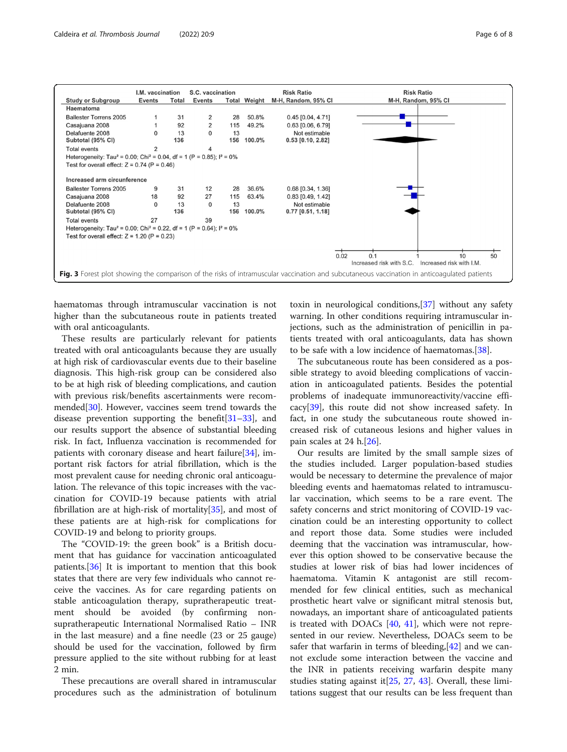| Study or Subgroup | I.M. vaccination Events | I.M. vaccination Total | S.C. vaccination Events | S.C. vaccination Total | Weight | Risk Ratio M-H, Random, 95% CI |
|---|---|---|---|---|---|---|
| **Haematoma** | | | | | | |
| Ballester Torrens 2005 | 1 | 31 | 2 | 28 | 50.8% | 0.45 [0.04, 4.71] |
| Casajuana 2008 | 1 | 92 | 2 | 115 | 49.2% | 0.63 [0.06, 6.79] |
| Delafuente 2008 | 0 | 13 | 0 | 13 | | Not estimable |
| **Subtotal (95% CI)** | | **136** | | **156** | **100.0%** | **0.53 [0.10, 2.82]** |
| Total events | 2 | | 4 | | | |
| Heterogeneity: Tau² = 0.00; Chi² = 0.04, df = 1 (P = 0.85); I² = 0% | | | | | | |
| Test for overall effect: Z = 0.74 (P = 0.46) | | | | | | |
| **Increased arm circunference** | | | | | | |
| Ballester Torrens 2005 | 9 | 31 | 12 | 28 | 36.6% | 0.68 [0.34, 1.36] |
| Casajuana 2008 | 18 | 92 | 27 | 115 | 63.4% | 0.83 [0.49, 1.42] |
| Delafuente 2008 | 0 | 13 | 0 | 13 | | Not estimable |
| **Subtotal (95% CI)** | | **136** | | **156** | **100.0%** | **0.77 [0.51, 1.18]** |
| Total events | 27 | | 39 | | | |
| Heterogeneity: Tau² = 0.00; Chi² = 0.22, df = 1 (P = 0.64); I² = 0% | | | | | | |
| Test for overall effect: Z = 1.20 (P = 0.23) | | | | | | |

Risk Ratio M-H, Random, 95% CI — axis: 0.02, 0.1, 1, 10, 50. Increased risk with S.C. / Increased risk with I.M.

**Fig. 3** Forest plot showing the comparison of the risks of intramuscular vaccination and subcutaneous vaccination in anticoagulated patients

haematomas through intramuscular vaccination is not higher than the subcutaneous route in patients treated with oral anticoagulants.

These results are particularly relevant for patients treated with oral anticoagulants because they are usually at high risk of cardiovascular events due to their baseline diagnosis. This high-risk group can be considered also to be at high risk of bleeding complications, and caution with previous risk/benefits ascertainments were recommended[30]. However, vaccines seem trend towards the disease prevention supporting the benefit[31–33], and our results support the absence of substantial bleeding risk. In fact, Influenza vaccination is recommended for patients with coronary disease and heart failure[34], important risk factors for atrial fibrillation, which is the most prevalent cause for needing chronic oral anticoagulation. The relevance of this topic increases with the vaccination for COVID-19 because patients with atrial fibrillation are at high-risk of mortality[35], and most of these patients are at high-risk for complications for COVID-19 and belong to priority groups.

The "COVID-19: the green book" is a British document that has guidance for vaccination anticoagulated patients.[36] It is important to mention that this book states that there are very few individuals who cannot receive the vaccines. As for care regarding patients on stable anticoagulation therapy, supratherapeutic treatment should be avoided (by confirming non-supratherapeutic International Normalised Ratio – INR in the last measure) and a fine needle (23 or 25 gauge) should be used for the vaccination, followed by firm pressure applied to the site without rubbing for at least 2 min.

These precautions are overall shared in intramuscular procedures such as the administration of botulinum toxin in neurological conditions,[37] without any safety warning. In other conditions requiring intramuscular injections, such as the administration of penicillin in patients treated with oral anticoagulants, data has shown to be safe with a low incidence of haematomas.[38].

The subcutaneous route has been considered as a possible strategy to avoid bleeding complications of vaccination in anticoagulated patients. Besides the potential problems of inadequate immunoreactivity/vaccine efficacy[39], this route did not show increased safety. In fact, in one study the subcutaneous route showed increased risk of cutaneous lesions and higher values in pain scales at 24 h.[26].

Our results are limited by the small sample sizes of the studies included. Larger population-based studies would be necessary to determine the prevalence of major bleeding events and haematomas related to intramuscular vaccination, which seems to be a rare event. The safety concerns and strict monitoring of COVID-19 vaccination could be an interesting opportunity to collect and report those data. Some studies were included deeming that the vaccination was intramuscular, however this option showed to be conservative because the studies at lower risk of bias had lower incidences of haematoma. Vitamin K antagonist are still recommended for few clinical entities, such as mechanical prosthetic heart valve or significant mitral stenosis but, nowadays, an important share of anticoagulated patients is treated with DOACs [40, 41], which were not represented in our review. Nevertheless, DOACs seem to be safer that warfarin in terms of bleeding,[42] and we cannot exclude some interaction between the vaccine and the INR in patients receiving warfarin despite many studies stating against it[25, 27, 43]. Overall, these limitations suggest that our results can be less frequent than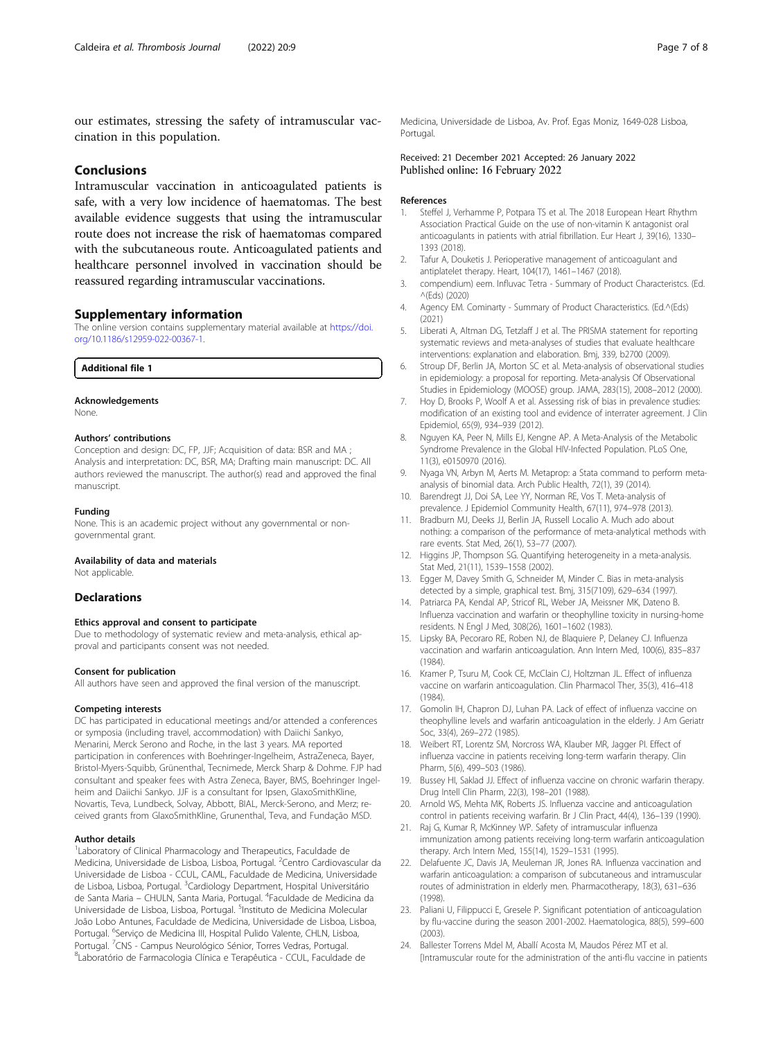our estimates, stressing the safety of intramuscular vaccination in this population.

## Conclusions

Intramuscular vaccination in anticoagulated patients is safe, with a very low incidence of haematomas. The best available evidence suggests that using the intramuscular route does not increase the risk of haematomas compared with the subcutaneous route. Anticoagulated patients and healthcare personnel involved in vaccination should be reassured regarding intramuscular vaccinations.

## Supplementary information

The online version contains supplementary material available at https://doi.org/10.1186/s12959-022-00367-1.

**Additional file 1**

#### Acknowledgements

None.

#### Authors' contributions

Conception and design: DC, FP, JJF; Acquisition of data: BSR and MA ; Analysis and interpretation: DC, BSR, MA; Drafting main manuscript: DC. All authors reviewed the manuscript. The author(s) read and approved the final manuscript.

#### Funding

None. This is an academic project without any governmental or non-governmental grant.

#### Availability of data and materials

Not applicable.

## Declarations

#### Ethics approval and consent to participate

Due to methodology of systematic review and meta-analysis, ethical approval and participants consent was not needed.

#### Consent for publication

All authors have seen and approved the final version of the manuscript.

#### Competing interests

DC has participated in educational meetings and/or attended a conferences or symposia (including travel, accommodation) with Daiichi Sankyo, Menarini, Merck Serono and Roche, in the last 3 years. MA reported participation in conferences with Boehringer-Ingelheim, AstraZeneca, Bayer, Bristol-Myers-Squibb, Grünenthal, Tecnimede, Merck Sharp & Dohme. FJP had consultant and speaker fees with Astra Zeneca, Bayer, BMS, Boehringer Ingelheim and Daiichi Sankyo. JJF is a consultant for Ipsen, GlaxoSmithKline, Novartis, Teva, Lundbeck, Solvay, Abbott, BIAL, Merck-Serono, and Merz; received grants from GlaxoSmithKline, Grunenthal, Teva, and Fundação MSD.

#### Author details

[1]Laboratory of Clinical Pharmacology and Therapeutics, Faculdade de Medicina, Universidade de Lisboa, Lisboa, Portugal. [2]Centro Cardiovascular da Universidade de Lisboa - CCUL, CAML, Faculdade de Medicina, Universidade de Lisboa, Lisboa, Portugal. [3]Cardiology Department, Hospital Universitário de Santa Maria – CHULN, Santa Maria, Portugal. [4]Faculdade de Medicina da Universidade de Lisboa, Lisboa, Portugal. [5]Instituto de Medicina Molecular João Lobo Antunes, Faculdade de Medicina, Universidade de Lisboa, Lisboa, Portugal. [6]Serviço de Medicina III, Hospital Pulido Valente, CHLN, Lisboa, Portugal. [7]CNS - Campus Neurológico Sénior, Torres Vedras, Portugal. [8]Laboratório de Farmacologia Clínica e Terapêutica - CCUL, Faculdade de Medicina, Universidade de Lisboa, Av. Prof. Egas Moniz, 1649-028 Lisboa, Portugal.

Received: 21 December 2021 Accepted: 26 January 2022
Published online: 16 February 2022

#### References

1. Steffel J, Verhamme P, Potpara TS et al. The 2018 European Heart Rhythm Association Practical Guide on the use of non-vitamin K antagonist oral anticoagulants in patients with atrial fibrillation. Eur Heart J, 39(16), 1330–1393 (2018).
2. Tafur A, Douketis J. Perioperative management of anticoagulant and antiplatelet therapy. Heart, 104(17), 1461–1467 (2018).
3. compendium) eem. Influvac Tetra - Summary of Product Characteristcs. (Ed. ^(Eds) (2020)
4. Agency EM. Cominarty - Summary of Product Characteristics. (Ed.^(Eds) (2021)
5. Liberati A, Altman DG, Tetzlaff J et al. The PRISMA statement for reporting systematic reviews and meta-analyses of studies that evaluate healthcare interventions: explanation and elaboration. Bmj, 339, b2700 (2009).
6. Stroup DF, Berlin JA, Morton SC et al. Meta-analysis of observational studies in epidemiology: a proposal for reporting. Meta-analysis Of Observational Studies in Epidemiology (MOOSE) group. JAMA, 283(15), 2008–2012 (2000).
7. Hoy D, Brooks P, Woolf A et al. Assessing risk of bias in prevalence studies: modification of an existing tool and evidence of interrater agreement. J Clin Epidemiol, 65(9), 934–939 (2012).
8. Nguyen KA, Peer N, Mills EJ, Kengne AP. A Meta-Analysis of the Metabolic Syndrome Prevalence in the Global HIV-Infected Population. PLoS One, 11(3), e0150970 (2016).
9. Nyaga VN, Arbyn M, Aerts M. Metaprop: a Stata command to perform meta-analysis of binomial data. Arch Public Health, 72(1), 39 (2014).
10. Barendregt JJ, Doi SA, Lee YY, Norman RE, Vos T. Meta-analysis of prevalence. J Epidemiol Community Health, 67(11), 974–978 (2013).
11. Bradburn MJ, Deeks JJ, Berlin JA, Russell Localio A. Much ado about nothing: a comparison of the performance of meta-analytical methods with rare events. Stat Med, 26(1), 53–77 (2007).
12. Higgins JP, Thompson SG. Quantifying heterogeneity in a meta-analysis. Stat Med, 21(11), 1539–1558 (2002).
13. Egger M, Davey Smith G, Schneider M, Minder C. Bias in meta-analysis detected by a simple, graphical test. Bmj, 315(7109), 629–634 (1997).
14. Patriarca PA, Kendal AP, Stricof RL, Weber JA, Meissner MK, Dateno B. Influenza vaccination and warfarin or theophylline toxicity in nursing-home residents. N Engl J Med, 308(26), 1601–1602 (1983).
15. Lipsky BA, Pecoraro RE, Roben NJ, de Blaquiere P, Delaney CJ. Influenza vaccination and warfarin anticoagulation. Ann Intern Med, 100(6), 835–837 (1984).
16. Kramer P, Tsuru M, Cook CE, McClain CJ, Holtzman JL. Effect of influenza vaccine on warfarin anticoagulation. Clin Pharmacol Ther, 35(3), 416–418 (1984).
17. Gomolin IH, Chapron DJ, Luhan PA. Lack of effect of influenza vaccine on theophylline levels and warfarin anticoagulation in the elderly. J Am Geriatr Soc, 33(4), 269–272 (1985).
18. Weibert RT, Lorentz SM, Norcross WA, Klauber MR, Jagger PI. Effect of influenza vaccine in patients receiving long-term warfarin therapy. Clin Pharm, 5(6), 499–503 (1986).
19. Bussey HI, Saklad JJ. Effect of influenza vaccine on chronic warfarin therapy. Drug Intell Clin Pharm, 22(3), 198–201 (1988).
20. Arnold WS, Mehta MK, Roberts JS. Influenza vaccine and anticoagulation control in patients receiving warfarin. Br J Clin Pract, 44(4), 136–139 (1990).
21. Raj G, Kumar R, McKinney WP. Safety of intramuscular influenza immunization among patients receiving long-term warfarin anticoagulation therapy. Arch Intern Med, 155(14), 1529–1531 (1995).
22. Delafuente JC, Davis JA, Meuleman JR, Jones RA. Influenza vaccination and warfarin anticoagulation: a comparison of subcutaneous and intramuscular routes of administration in elderly men. Pharmacotherapy, 18(3), 631–636 (1998).
23. Paliani U, Filippucci E, Gresele P. Significant potentiation of anticoagulation by flu-vaccine during the season 2001-2002. Haematologica, 88(5), 599–600 (2003).
24. Ballester Torrens Mdel M, Aballí Acosta M, Maudos Pérez MT et al. [Intramuscular route for the administration of the anti-flu vaccine in patients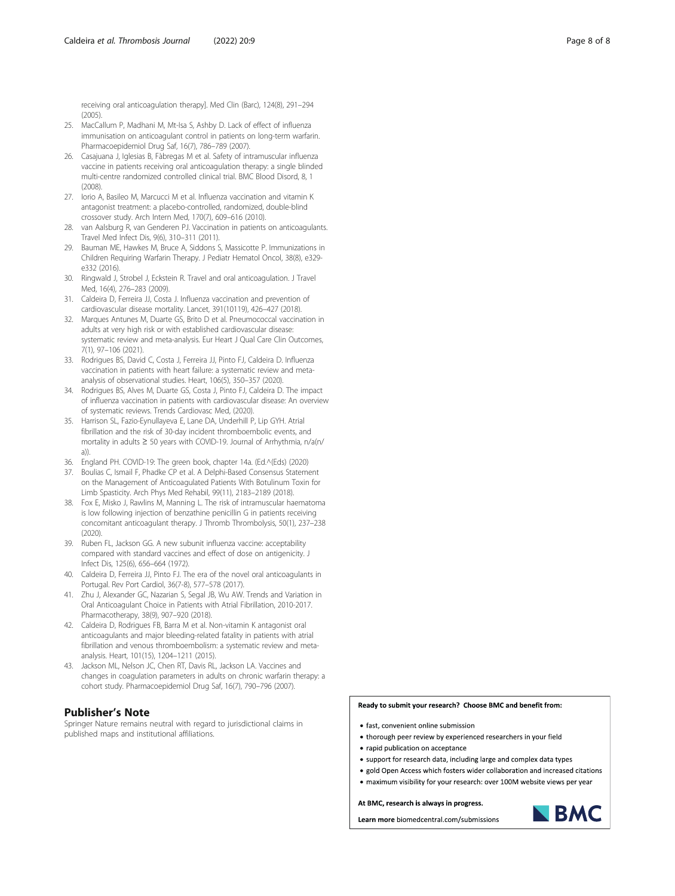receiving oral anticoagulation therapy]. Med Clin (Barc), 124(8), 291–294 (2005).

25. MacCallum P, Madhani M, Mt-Isa S, Ashby D. Lack of effect of influenza immunisation on anticoagulant control in patients on long-term warfarin. Pharmacoepidemiol Drug Saf, 16(7), 786–789 (2007).
26. Casajuana J, Iglesias B, Fàbregas M et al. Safety of intramuscular influenza vaccine in patients receiving oral anticoagulation therapy: a single blinded multi-centre randomized controlled clinical trial. BMC Blood Disord, 8, 1 (2008).
27. Iorio A, Basileo M, Marcucci M et al. Influenza vaccination and vitamin K antagonist treatment: a placebo-controlled, randomized, double-blind crossover study. Arch Intern Med, 170(7), 609–616 (2010).
28. van Aalsburg R, van Genderen PJ. Vaccination in patients on anticoagulants. Travel Med Infect Dis, 9(6), 310–311 (2011).
29. Bauman ME, Hawkes M, Bruce A, Siddons S, Massicotte P. Immunizations in Children Requiring Warfarin Therapy. J Pediatr Hematol Oncol, 38(8), e329-e332 (2016).
30. Ringwald J, Strobel J, Eckstein R. Travel and oral anticoagulation. J Travel Med, 16(4), 276–283 (2009).
31. Caldeira D, Ferreira JJ, Costa J. Influenza vaccination and prevention of cardiovascular disease mortality. Lancet, 391(10119), 426–427 (2018).
32. Marques Antunes M, Duarte GS, Brito D et al. Pneumococcal vaccination in adults at very high risk or with established cardiovascular disease: systematic review and meta-analysis. Eur Heart J Qual Care Clin Outcomes, 7(1), 97–106 (2021).
33. Rodrigues BS, David C, Costa J, Ferreira JJ, Pinto FJ, Caldeira D. Influenza vaccination in patients with heart failure: a systematic review and meta-analysis of observational studies. Heart, 106(5), 350–357 (2020).
34. Rodrigues BS, Alves M, Duarte GS, Costa J, Pinto FJ, Caldeira D. The impact of influenza vaccination in patients with cardiovascular disease: An overview of systematic reviews. Trends Cardiovasc Med, (2020).
35. Harrison SL, Fazio-Eynullayeva E, Lane DA, Underhill P, Lip GYH. Atrial fibrillation and the risk of 30-day incident thromboembolic events, and mortality in adults ≥ 50 years with COVID-19. Journal of Arrhythmia, n/a(n/a)).
36. England PH. COVID-19: The green book, chapter 14a. (Ed.^(Eds) (2020)
37. Boulias C, Ismail F, Phadke CP et al. A Delphi-Based Consensus Statement on the Management of Anticoagulated Patients With Botulinum Toxin for Limb Spasticity. Arch Phys Med Rehabil, 99(11), 2183–2189 (2018).
38. Fox E, Misko J, Rawlins M, Manning L. The risk of intramuscular haematoma is low following injection of benzathine penicillin G in patients receiving concomitant anticoagulant therapy. J Thromb Thrombolysis, 50(1), 237–238 (2020).
39. Ruben FL, Jackson GG. A new subunit influenza vaccine: acceptability compared with standard vaccines and effect of dose on antigenicity. J Infect Dis, 125(6), 656–664 (1972).
40. Caldeira D, Ferreira JJ, Pinto FJ. The era of the novel oral anticoagulants in Portugal. Rev Port Cardiol, 36(7-8), 577–578 (2017).
41. Zhu J, Alexander GC, Nazarian S, Segal JB, Wu AW. Trends and Variation in Oral Anticoagulant Choice in Patients with Atrial Fibrillation, 2010-2017. Pharmacotherapy, 38(9), 907–920 (2018).
42. Caldeira D, Rodrigues FB, Barra M et al. Non-vitamin K antagonist oral anticoagulants and major bleeding-related fatality in patients with atrial fibrillation and venous thromboembolism: a systematic review and meta-analysis. Heart, 101(15), 1204–1211 (2015).
43. Jackson ML, Nelson JC, Chen RT, Davis RL, Jackson LA. Vaccines and changes in coagulation parameters in adults on chronic warfarin therapy: a cohort study. Pharmacoepidemiol Drug Saf, 16(7), 790–796 (2007).

## Publisher's Note

Springer Nature remains neutral with regard to jurisdictional claims in published maps and institutional affiliations.

**Ready to submit your research? Choose BMC and benefit from:**

- fast, convenient online submission
- thorough peer review by experienced researchers in your field
- rapid publication on acceptance
- support for research data, including large and complex data types
- gold Open Access which fosters wider collaboration and increased citations
- maximum visibility for your research: over 100M website views per year

**At BMC, research is always in progress.**

**Learn more** biomedcentral.com/submissions

BMC